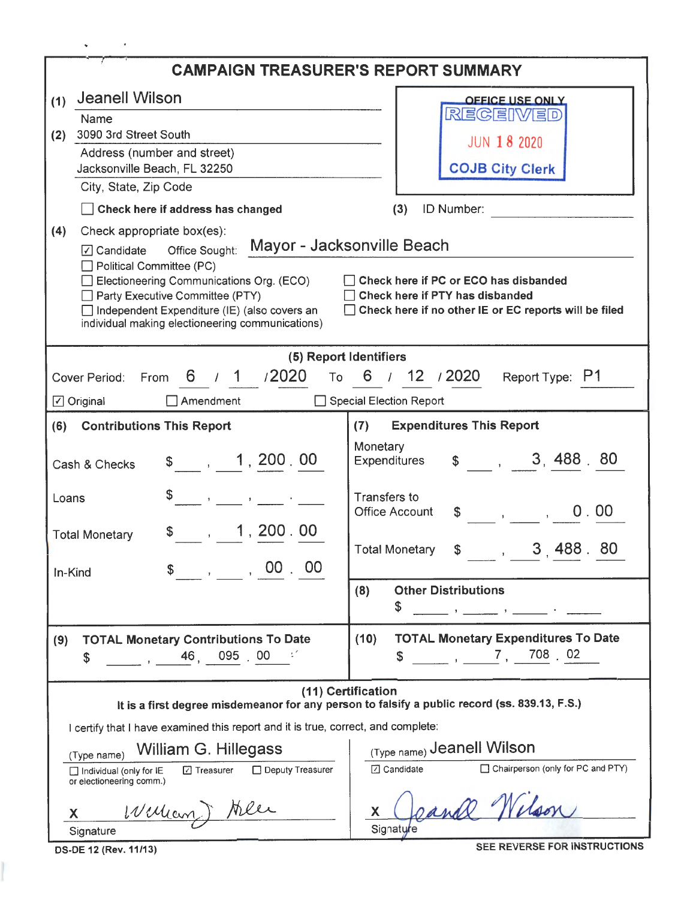# CAMPAIGN TREASURER'S REPORT SUMMARY

(1) Jeanell Wilson
Name

(2) 3090 3rd Street South
Address (number and street)
Jacksonville Beach, FL 32250
City, State, Zip Code

☐ **Check here if address has changed**

**OFFICE USE ONLY**
RECEIVED
JUN 18 2020
COJB City Clerk

(3) ID Number: 

(4) Check appropriate box(es):

☑ Candidate  Office Sought: Mayor - Jacksonville Beach
☐ Political Committee (PC)
☐ Electioneering Communications Org. (ECO)
☐ Party Executive Committee (PTY)
☐ Independent Expenditure (IE) (also covers an individual making electioneering communications)

☐ **Check here if PC or ECO has disbanded**
☐ **Check here if PTY has disbanded**
☐ **Check here if no other IE or EC reports will be filed**

**(5) Report Identifiers**

Cover Period: From 6 / 1 /2020 To 6 / 12 /2020  Report Type: P1

☑ Original  ☐ Amendment  ☐ Special Election Report

| (6) Contributions This Report | | (7) Expenditures This Report | |
|---|---|---|---|
| Cash & Checks | $ 1,200.00 | Monetary Expenditures | $ 3,488.80 |
| Loans | $ | Transfers to Office Account | $ 0.00 |
| Total Monetary | $ 1,200.00 | Total Monetary | $ 3,488.80 |
| In-Kind | $ 00.00 | (8) Other Distributions | $ |

| (9) TOTAL Monetary Contributions To Date | (10) TOTAL Monetary Expenditures To Date |
|---|---|
| $ 46,095.00 | $ 7,708.02 |

**(11) Certification**

**It is a first degree misdemeanor for any person to falsify a public record (ss. 839.13, F.S.)**

I certify that I have examined this report and it is true, correct, and complete:

(Type name) William G. Hillegass
☐ Individual (only for IE or electioneering comm.)  ☑ Treasurer  ☐ Deputy Treasurer
X *William G. Hillegass*
Signature

(Type name) Jeanell Wilson
☑ Candidate  ☐ Chairperson (only for PC and PTY)
X *Jeanell Wilson*
Signature

DS-DE 12 (Rev. 11/13)

**SEE REVERSE FOR INSTRUCTIONS**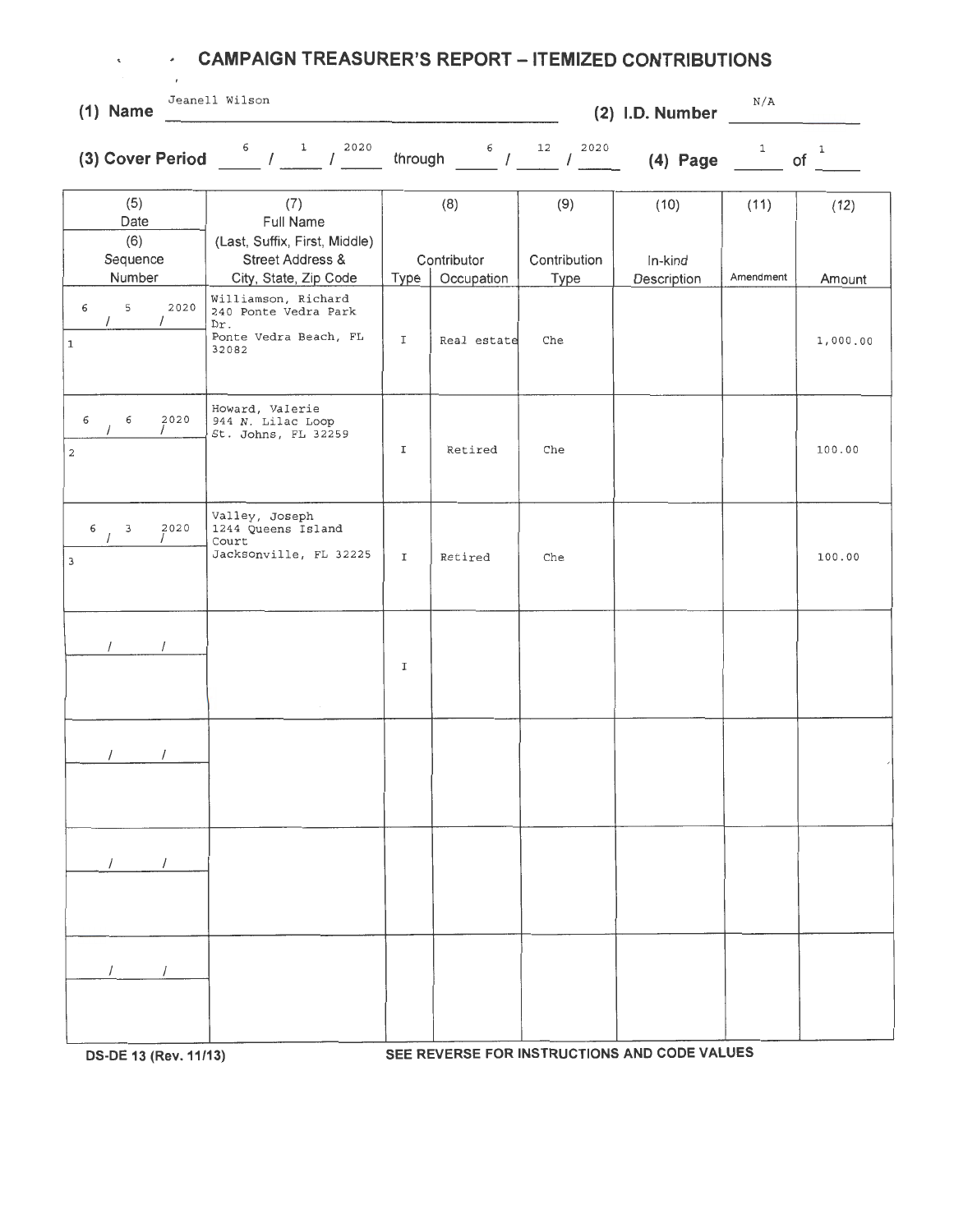# CAMPAIGN TREASURER'S REPORT – ITEMIZED CONTRIBUTIONS

**(1) Name** Jeanell Wilson **(2) I.D. Number** N/A

**(3) Cover Period** 6 / 1 / 2020 through 6 / 12 / 2020 **(4) Page** 1 of 1

| (5) Date / (6) Sequence Number | (7) Full Name (Last, Suffix, First, Middle) Street Address & City, State, Zip Code | (8) Contributor Type | (8) Contributor Occupation | (9) Contribution Type | (10) In-kind Description | (11) Amendment | (12) Amount |
|---|---|---|---|---|---|---|---|
| 6 / 5 / 2020<br>1 | Williamson, Richard<br>240 Ponte Vedra Park Dr.<br>Ponte Vedra Beach, FL 32082 | I | Real estate | Che | | | 1,000.00 |
| 6 / 6 / 2020<br>2 | Howard, Valerie<br>944 N. Lilac Loop<br>St. Johns, FL 32259 | I | Retired | Che | | | 100.00 |
| 6 / 3 / 2020<br>3 | Valley, Joseph<br>1244 Queens Island Court<br>Jacksonville, FL 32225 | I | Retired | Che | | | 100.00 |
| / / | | I | | | | | |
| / / | | | | | | | |
| / / | | | | | | | |
| / / | | | | | | | |

DS-DE 13 (Rev. 11/13) SEE REVERSE FOR INSTRUCTIONS AND CODE VALUES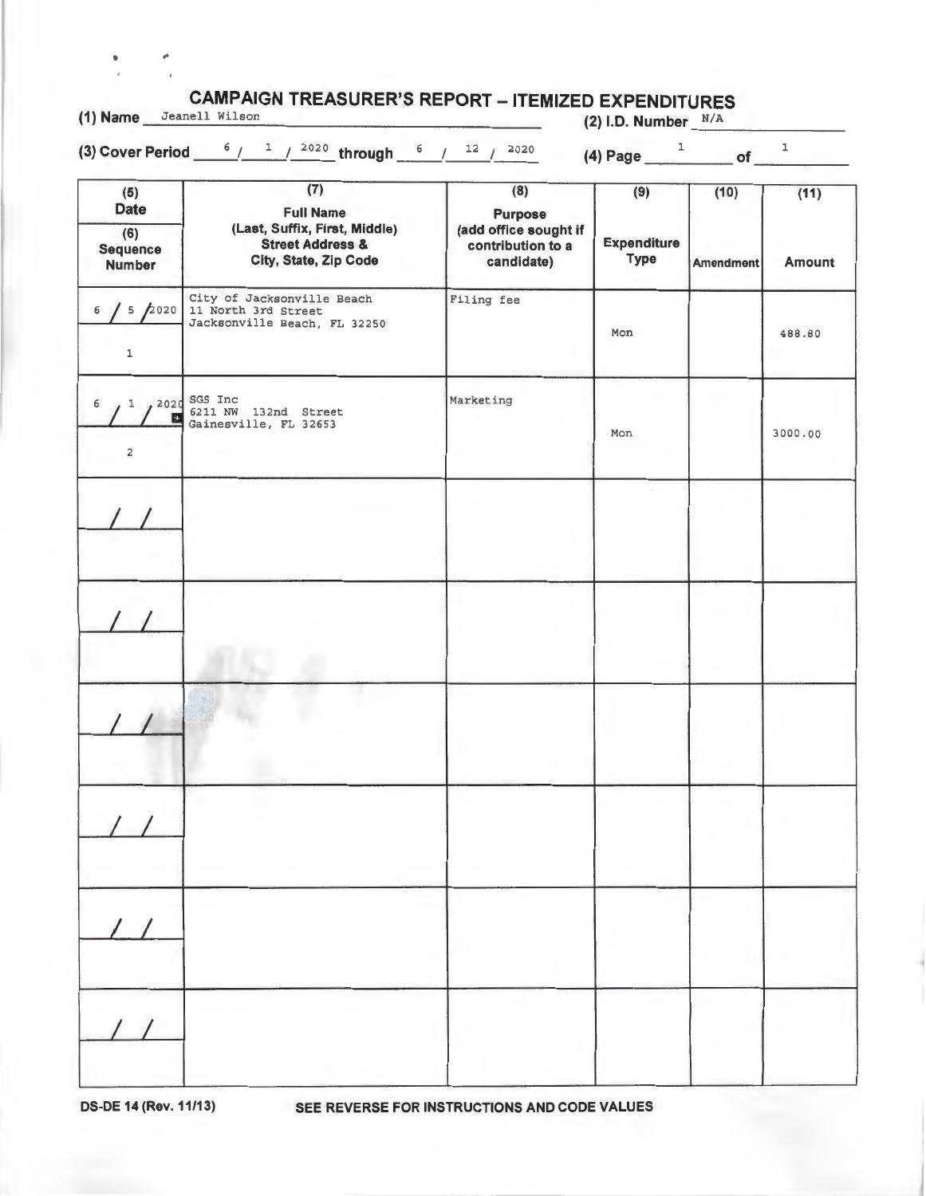# CAMPAIGN TREASURER'S REPORT – ITEMIZED EXPENDITURES

**(1) Name** Jeanell Wilson **(2) I.D. Number** N/A

**(3) Cover Period** 6 / 1 / 2020 **through** 6 / 12 / 2020 **(4) Page** 1 **of** 1

| (5) Date / (6) Sequence Number | (7) Full Name (Last, Suffix, First, Middle) Street Address & City, State, Zip Code | (8) Purpose (add office sought if contribution to a candidate) | (9) Expenditure Type | (10) Amendment | (11) Amount |
|---|---|---|---|---|---|
| 6 / 5 / 2020<br>1 | City of Jacksonville Beach<br>11 North 3rd Street<br>Jacksonville Beach, FL 32250 | Filing fee | Mon | | 488.80 |
| 6 / 1 / 2020<br>2 | SGS Inc<br>6211 NW 132nd Street<br>Gainesville, FL 32653 | Marketing | Mon | | 3000.00 |
| / / | | | | | |
| / / | | | | | |
| / / | | | | | |
| / / | | | | | |
| / / | | | | | |
| / / | | | | | |

DS-DE 14 (Rev. 11/13) SEE REVERSE FOR INSTRUCTIONS AND CODE VALUES